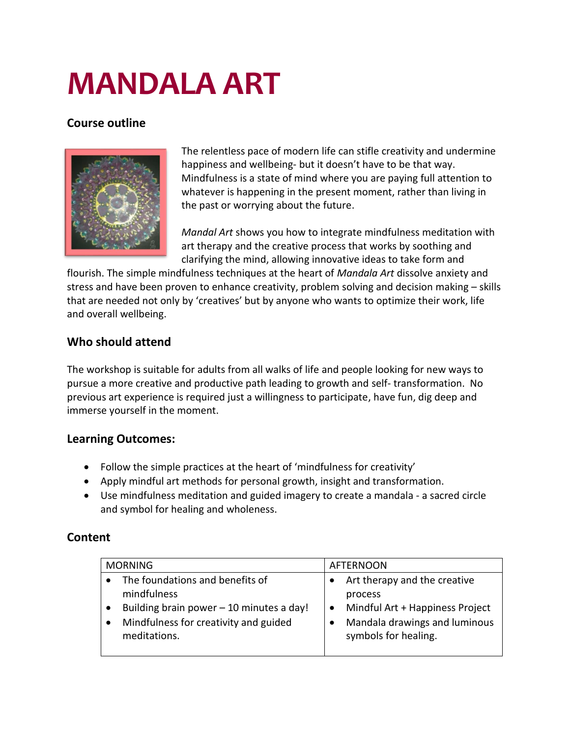# MANDALA ART

### Course outline

The relentless pace of modern life can stifle creativity and undermine happiness and wellbeing- but it doesn't have to be that way. Mindfulness is a state of mind where you are paying full attention to whatever is happening in the present moment, rather than living in the past or worrying about the future.

*Mandal Art* shows you how to integrate mindfulness meditation with art therapy and the creative process that works by soothing and clarifying the mind, allowing innovative ideas to take form and flourish. The simple mindfulness techniques at the heart of *Mandala Art* dissolve anxiety and stress and have been proven to enhance creativity, problem solving and decision making – skills that are needed not only by 'creatives' but by anyone who wants to optimize their work, life and overall wellbeing.

### Who should attend

The workshop is suitable for adults from all walks of life and people looking for new ways to pursue a more creative and productive path leading to growth and self- transformation. No previous art experience is required just a willingness to participate, have fun, dig deep and immerse yourself in the moment.

### Learning Outcomes:

- Follow the simple practices at the heart of 'mindfulness for creativity'
- Apply mindful art methods for personal growth, insight and transformation.
- Use mindfulness meditation and guided imagery to create a mandala - a sacred circle and symbol for healing and wholeness.

### Content

| MORNING | AFTERNOON |
|---|---|
| • The foundations and benefits of mindfulness<br>• Building brain power – 10 minutes a day!<br>• Mindfulness for creativity and guided meditations. | • Art therapy and the creative process<br>• Mindful Art + Happiness Project<br>• Mandala drawings and luminous symbols for healing. |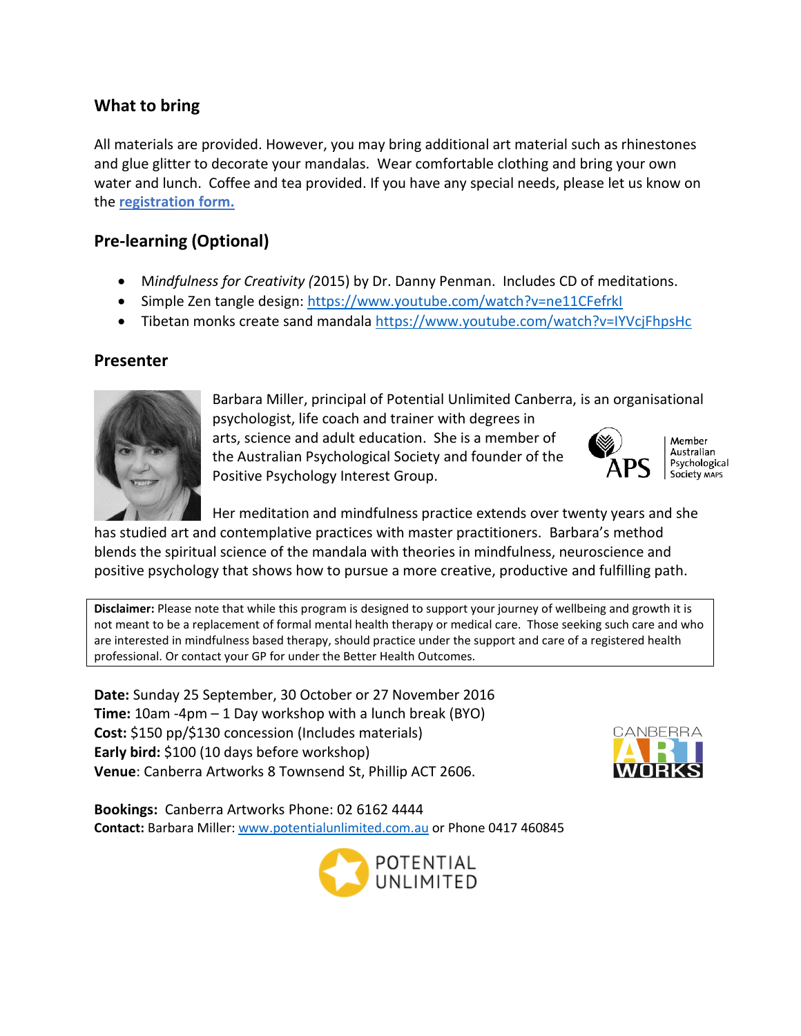## What to bring

All materials are provided. However, you may bring additional art material such as rhinestones and glue glitter to decorate your mandalas. Wear comfortable clothing and bring your own water and lunch. Coffee and tea provided. If you have any special needs, please let us know on the **registration form.**

## Pre-learning (Optional)

- M*indfulness for Creativity (*2015) by Dr. Danny Penman. Includes CD of meditations.
- Simple Zen tangle design: https://www.youtube.com/watch?v=ne11CFefrkI
- Tibetan monks create sand mandala https://www.youtube.com/watch?v=IYVcjFhpsHc

## Presenter

Barbara Miller, principal of Potential Unlimited Canberra, is an organisational psychologist, life coach and trainer with degrees in arts, science and adult education. She is a member of the Australian Psychological Society and founder of the Positive Psychology Interest Group.

APS Member Australian Psychological Society MAPS

Her meditation and mindfulness practice extends over twenty years and she has studied art and contemplative practices with master practitioners. Barbara's method blends the spiritual science of the mandala with theories in mindfulness, neuroscience and positive psychology that shows how to pursue a more creative, productive and fulfilling path.

**Disclaimer:** Please note that while this program is designed to support your journey of wellbeing and growth it is not meant to be a replacement of formal mental health therapy or medical care. Those seeking such care and who are interested in mindfulness based therapy, should practice under the support and care of a registered health professional. Or contact your GP for under the Better Health Outcomes.

**Date:** Sunday 25 September, 30 October or 27 November 2016
**Time:** 10am -4pm – 1 Day workshop with a lunch break (BYO)
**Cost:** $150 pp/$130 concession (Includes materials)
**Early bird:** $100 (10 days before workshop)
**Venue**: Canberra Artworks 8 Townsend St, Phillip ACT 2606.

CANBERRA ART WORKS

**Bookings:** Canberra Artworks Phone: 02 6162 4444
**Contact:** Barbara Miller: www.potentialunlimited.com.au or Phone 0417 460845

POTENTIAL UNLIMITED